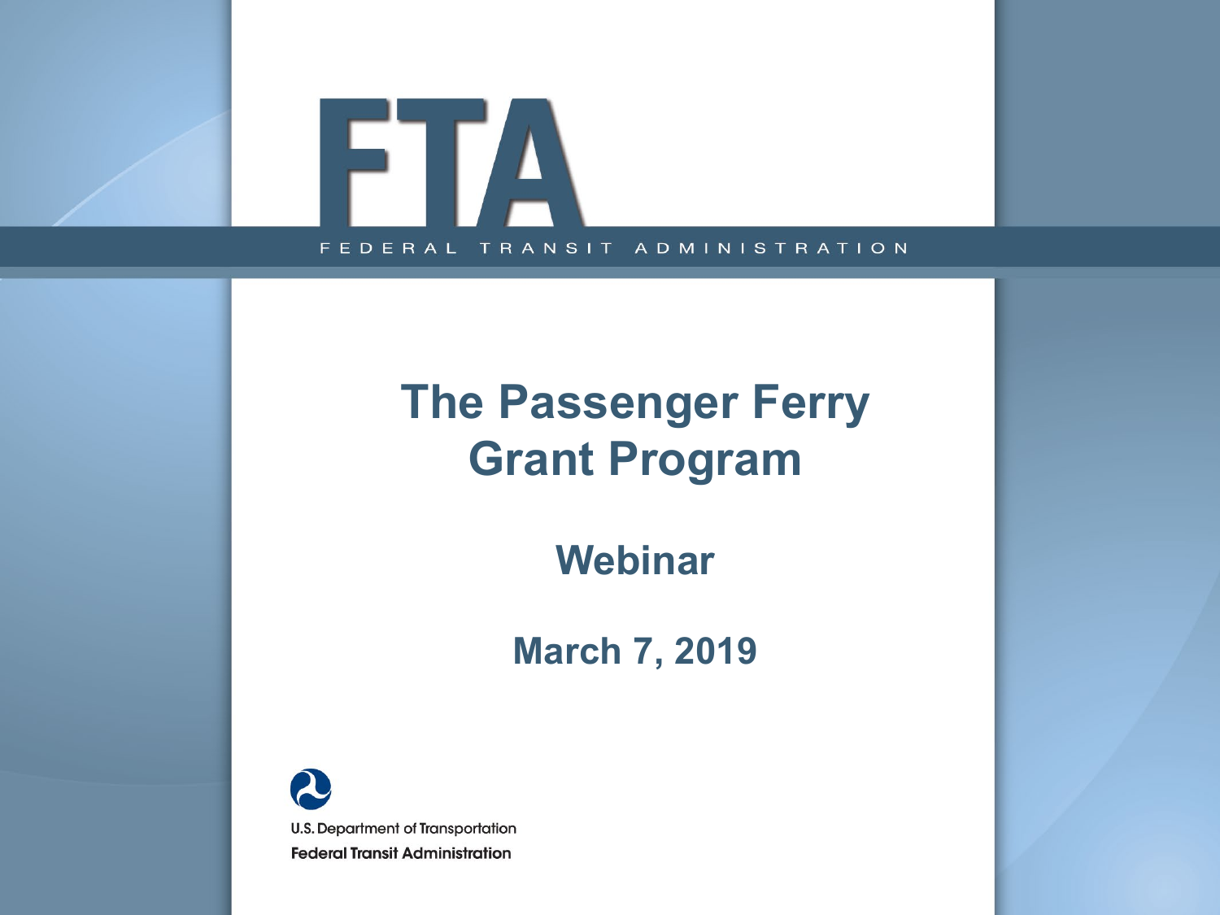FTA

FEDERAL TRANSIT ADMINISTRATION

# The Passenger Ferry Grant Program

## Webinar

## March 7, 2019

U.S. Department of Transportation
Federal Transit Administration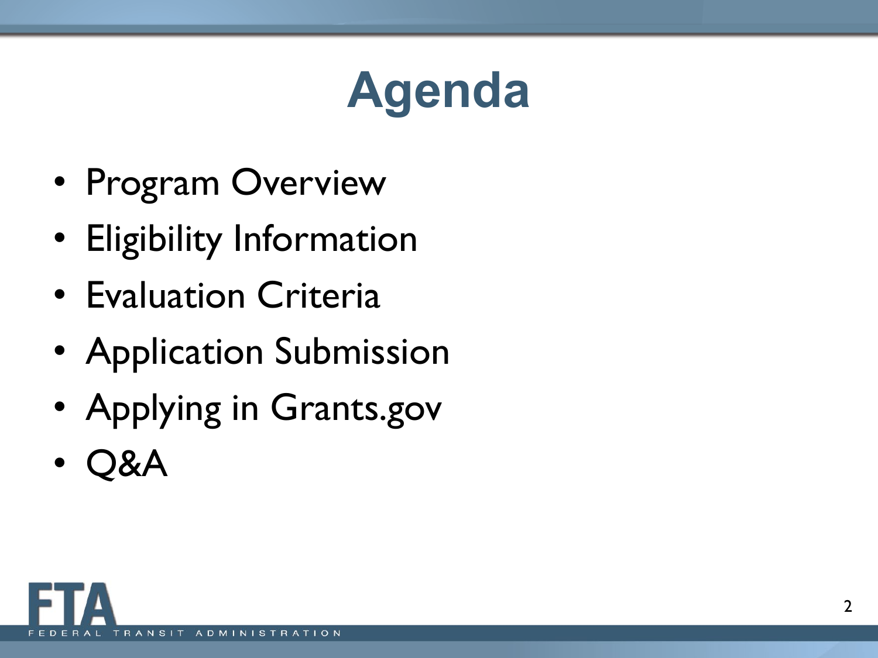# Agenda

- Program Overview
- Eligibility Information
- Evaluation Criteria
- Application Submission
- Applying in Grants.gov
- Q&A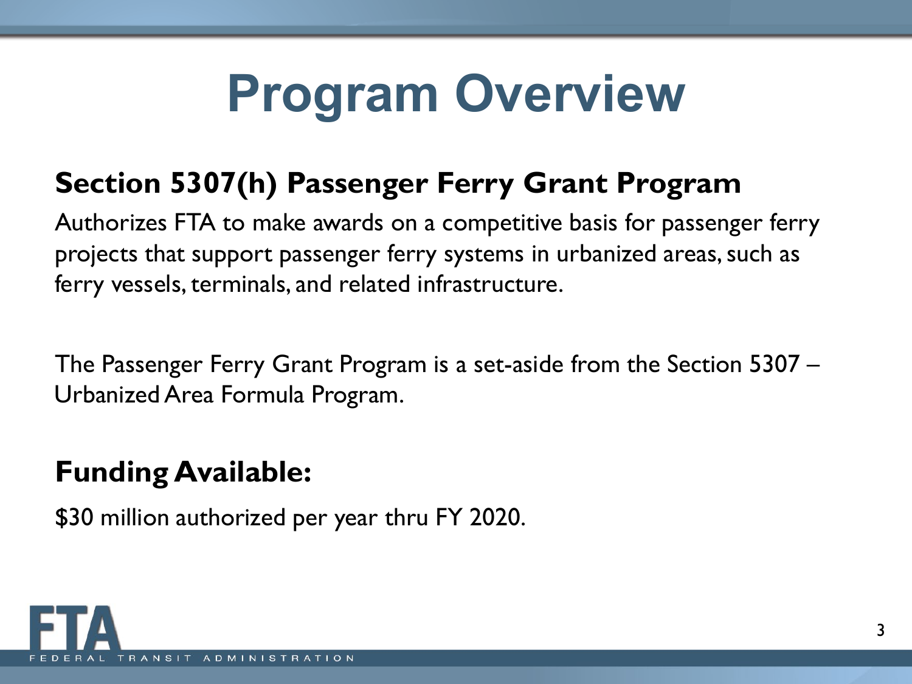# Program Overview

## Section 5307(h) Passenger Ferry Grant Program

Authorizes FTA to make awards on a competitive basis for passenger ferry projects that support passenger ferry systems in urbanized areas, such as ferry vessels, terminals, and related infrastructure.

The Passenger Ferry Grant Program is a set-aside from the Section 5307 – Urbanized Area Formula Program.

## Funding Available:

$30 million authorized per year thru FY 2020.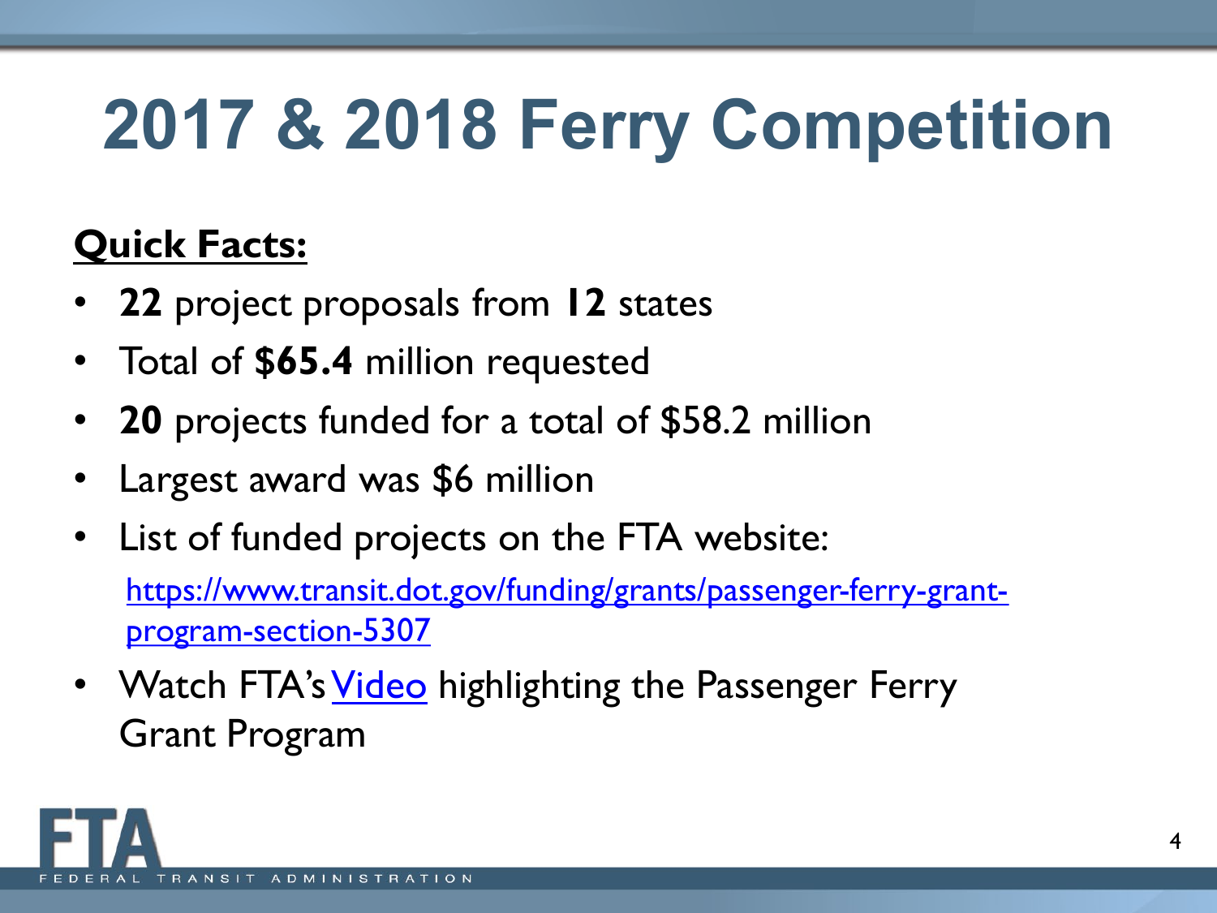# 2017 & 2018 Ferry Competition

**<u>Quick Facts:</u>**

- **22** project proposals from **12** states
- Total of **$65.4** million requested
- **20** projects funded for a total of $58.2 million
- Largest award was $6 million
- List of funded projects on the FTA website: [https://www.transit.dot.gov/funding/grants/passenger-ferry-grant-program-section-5307](https://www.transit.dot.gov/funding/grants/passenger-ferry-grant-program-section-5307)
- Watch FTA's Video highlighting the Passenger Ferry Grant Program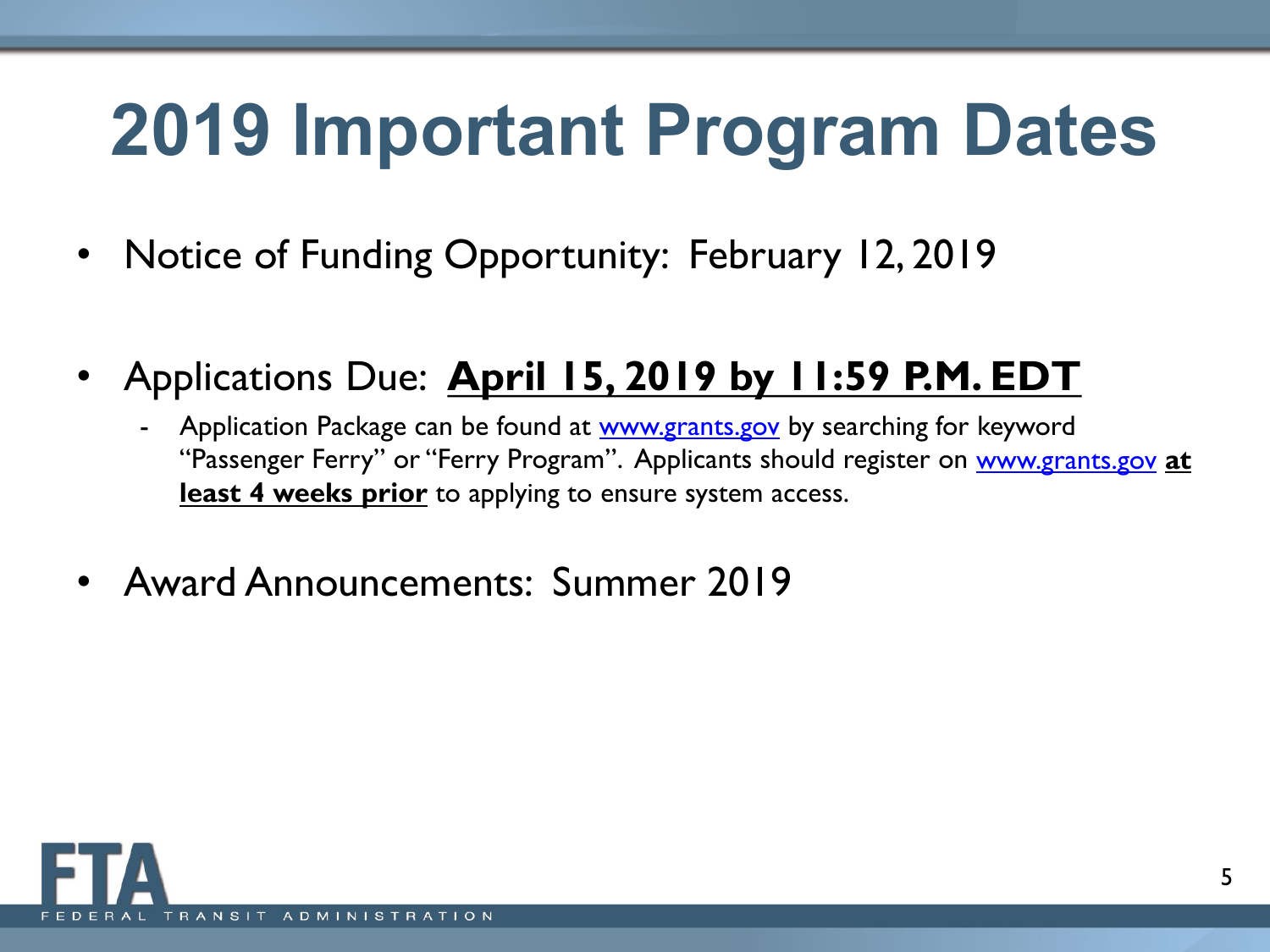# 2019 Important Program Dates

- Notice of Funding Opportunity: February 12, 2019
- Applications Due: **April 15, 2019 by 11:59 P.M. EDT**
  - Application Package can be found at www.grants.gov by searching for keyword "Passenger Ferry" or "Ferry Program". Applicants should register on www.grants.gov **at least 4 weeks prior** to applying to ensure system access.
- Award Announcements: Summer 2019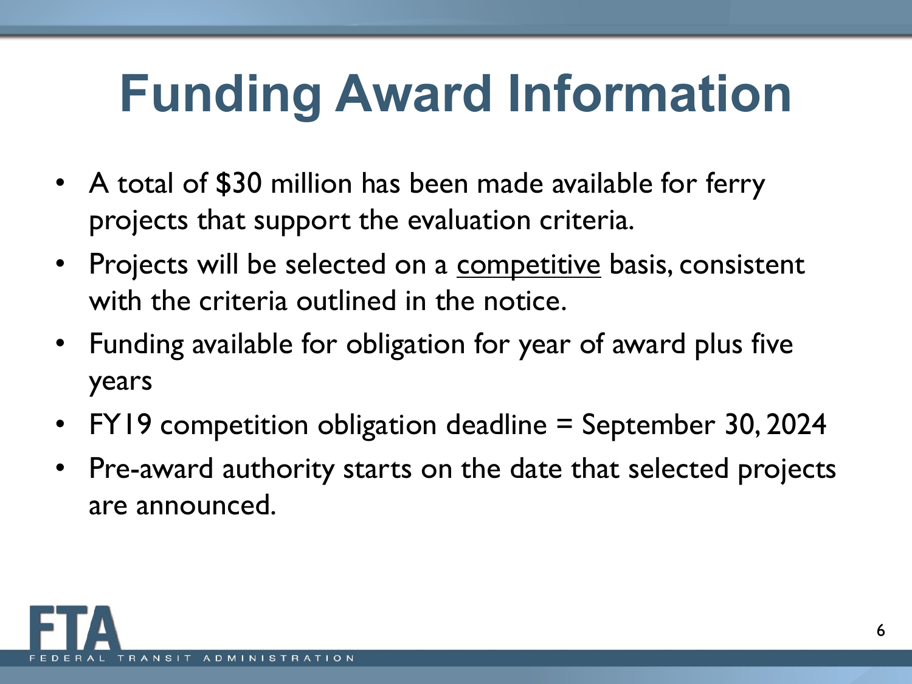# Funding Award Information

- A total of $30 million has been made available for ferry projects that support the evaluation criteria.
- Projects will be selected on a <u>competitive</u> basis, consistent with the criteria outlined in the notice.
- Funding available for obligation for year of award plus five years
- FY19 competition obligation deadline = September 30, 2024
- Pre-award authority starts on the date that selected projects are announced.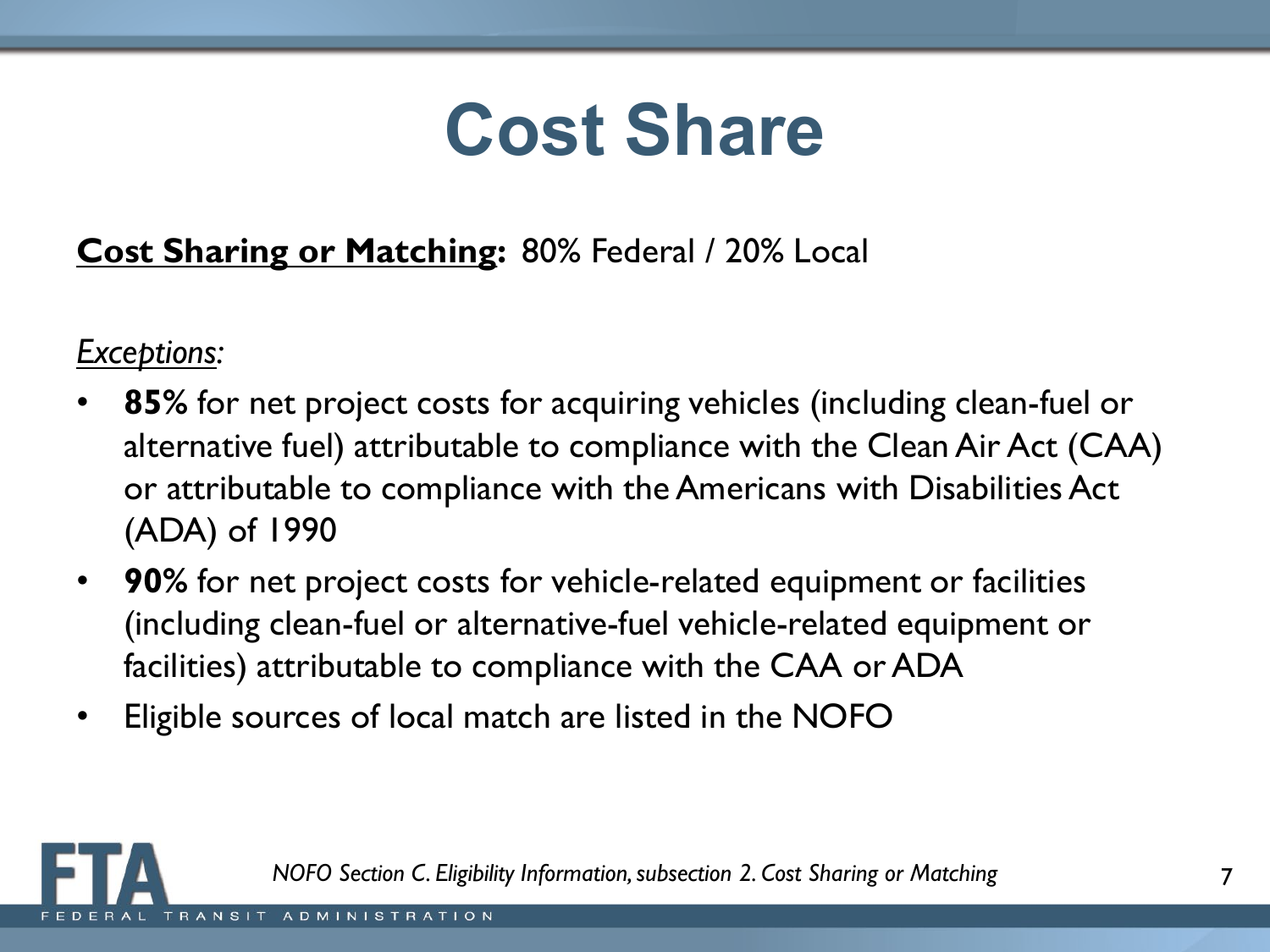# Cost Share

**Cost Sharing or Matching:** 80% Federal / 20% Local

*Exceptions:*

- **85%** for net project costs for acquiring vehicles (including clean-fuel or alternative fuel) attributable to compliance with the Clean Air Act (CAA) or attributable to compliance with the Americans with Disabilities Act (ADA) of 1990
- **90%** for net project costs for vehicle-related equipment or facilities (including clean-fuel or alternative-fuel vehicle-related equipment or facilities) attributable to compliance with the CAA or ADA
- Eligible sources of local match are listed in the NOFO

*NOFO Section C. Eligibility Information, subsection 2. Cost Sharing or Matching*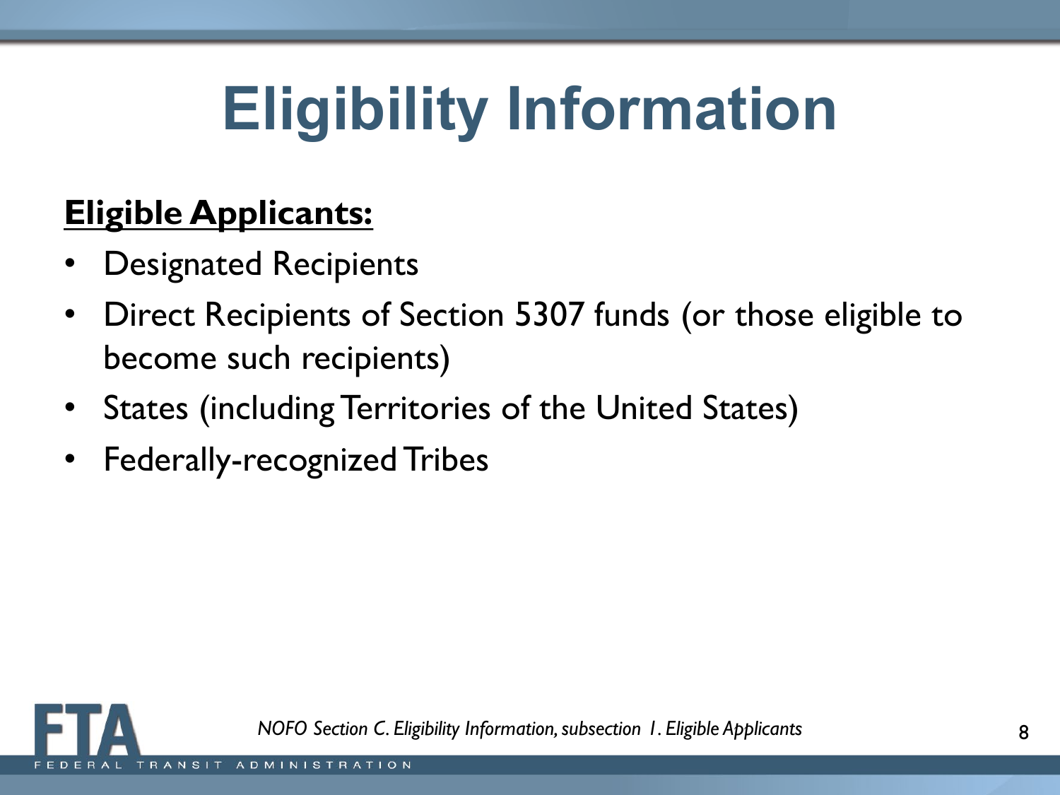# Eligibility Information

**Eligible Applicants:**

- Designated Recipients
- Direct Recipients of Section 5307 funds (or those eligible to become such recipients)
- States (including Territories of the United States)
- Federally-recognized Tribes

*NOFO Section C. Eligibility Information, subsection 1. Eligible Applicants*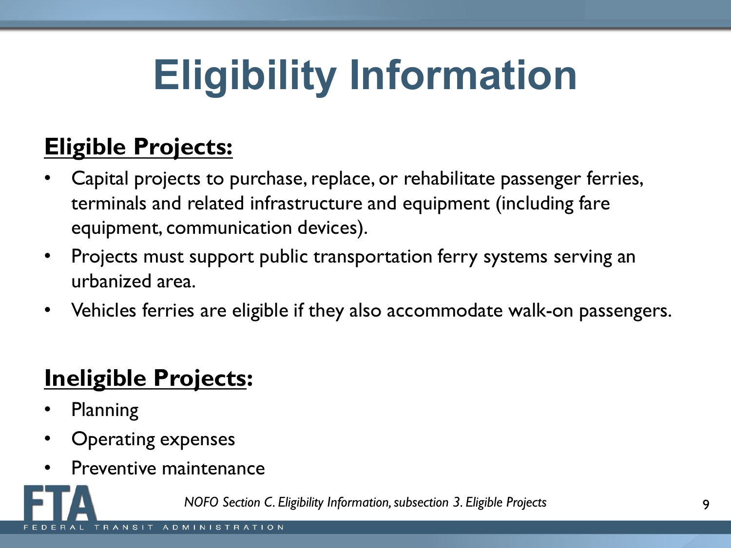# Eligibility Information

## Eligible Projects:

- Capital projects to purchase, replace, or rehabilitate passenger ferries, terminals and related infrastructure and equipment (including fare equipment, communication devices).
- Projects must support public transportation ferry systems serving an urbanized area.
- Vehicles ferries are eligible if they also accommodate walk-on passengers.

## Ineligible Projects:

- Planning
- Operating expenses
- Preventive maintenance

*NOFO Section C. Eligibility Information, subsection 3. Eligible Projects*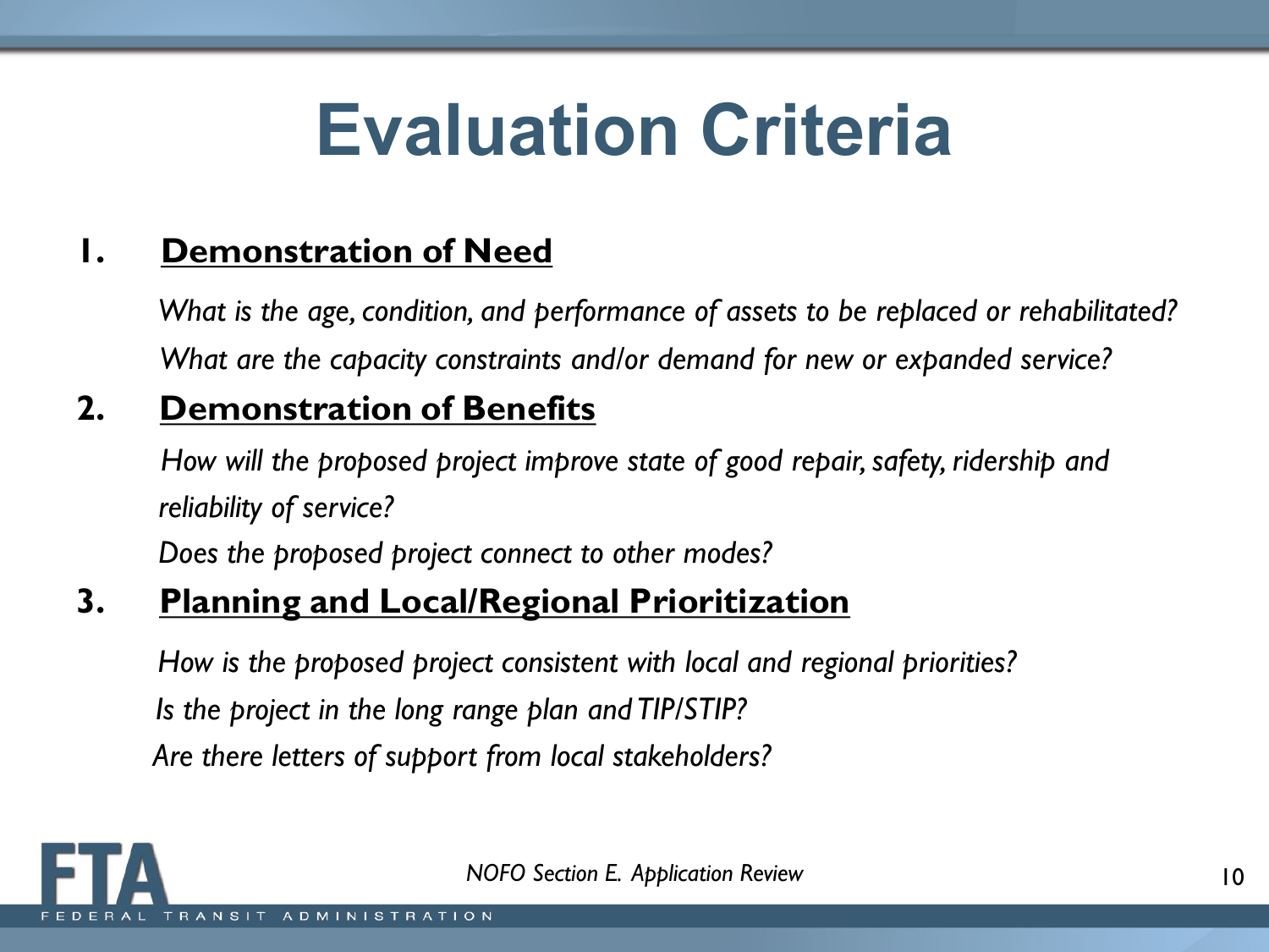# Evaluation Criteria

1. **Demonstration of Need**

   *What is the age, condition, and performance of assets to be replaced or rehabilitated?*

   *What are the capacity constraints and/or demand for new or expanded service?*

2. **Demonstration of Benefits**

   *How will the proposed project improve state of good repair, safety, ridership and reliability of service?*

   *Does the proposed project connect to other modes?*

3. **Planning and Local/Regional Prioritization**

   *How is the proposed project consistent with local and regional priorities?*

   *Is the project in the long range plan and TIP/STIP?*

   *Are there letters of support from local stakeholders?*

*NOFO Section E. Application Review*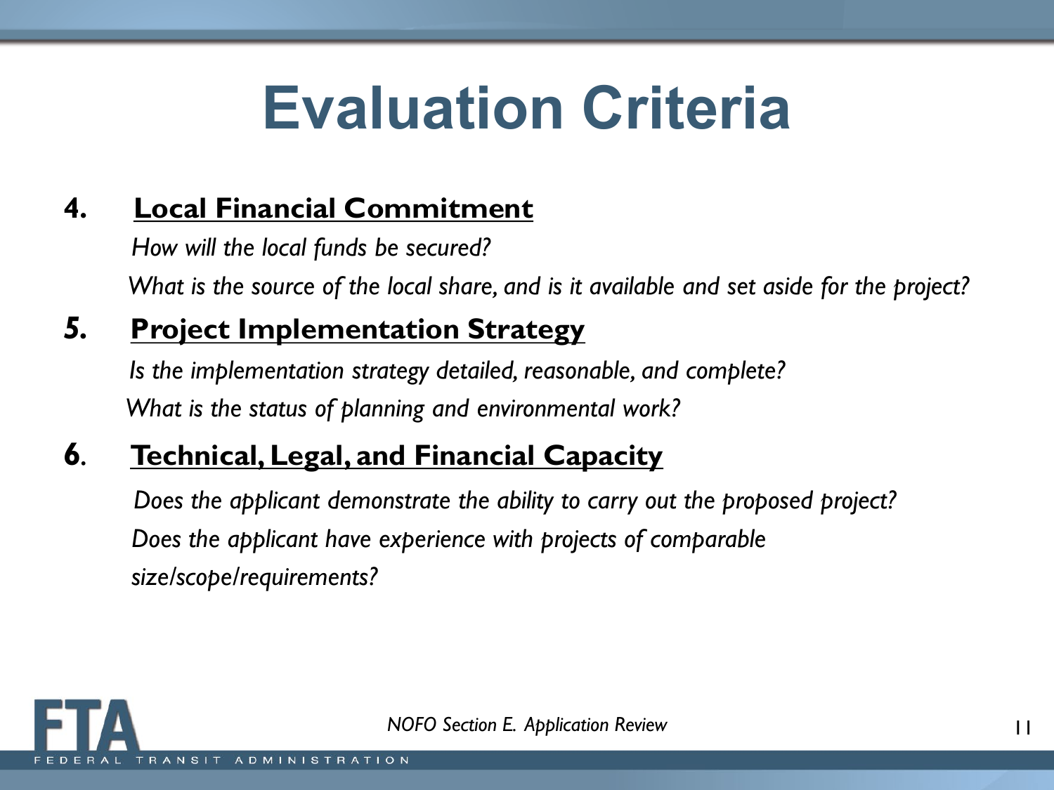# Evaluation Criteria

4. **Local Financial Commitment**

   *How will the local funds be secured?*

   *What is the source of the local share, and is it available and set aside for the project?*

5. **Project Implementation Strategy**

   *Is the implementation strategy detailed, reasonable, and complete?*

   *What is the status of planning and environmental work?*

6. **Technical, Legal, and Financial Capacity**

   *Does the applicant demonstrate the ability to carry out the proposed project?*

   *Does the applicant have experience with projects of comparable size/scope/requirements?*

*NOFO Section E. Application Review*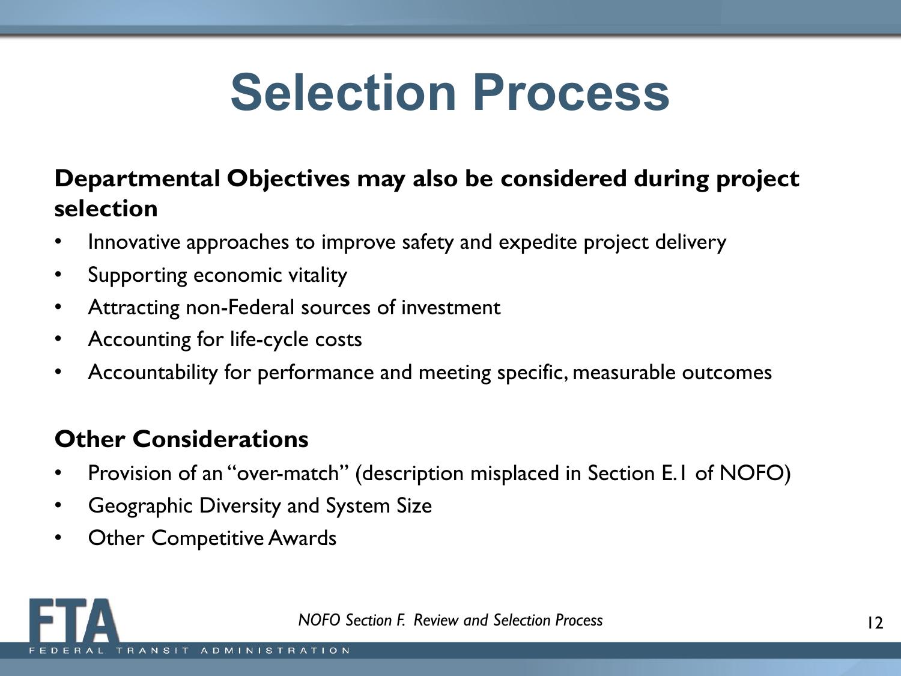# Selection Process

**Departmental Objectives may also be considered during project selection**

- Innovative approaches to improve safety and expedite project delivery
- Supporting economic vitality
- Attracting non-Federal sources of investment
- Accounting for life-cycle costs
- Accountability for performance and meeting specific, measurable outcomes

**Other Considerations**

- Provision of an "over-match" (description misplaced in Section E.1 of NOFO)
- Geographic Diversity and System Size
- Other Competitive Awards

*NOFO Section F. Review and Selection Process*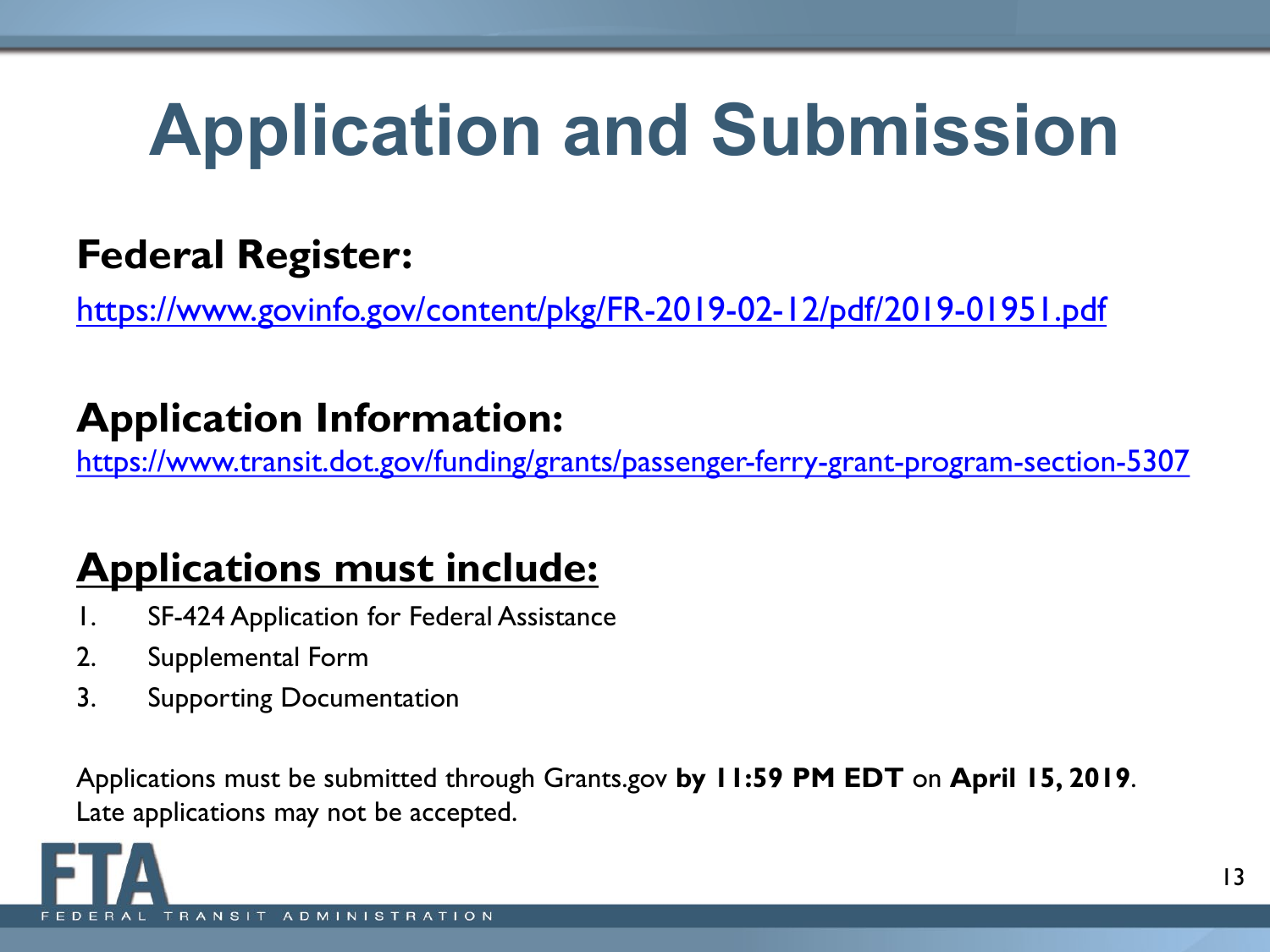# Application and Submission

## Federal Register:

https://www.govinfo.gov/content/pkg/FR-2019-02-12/pdf/2019-01951.pdf

## Application Information:

https://www.transit.dot.gov/funding/grants/passenger-ferry-grant-program-section-5307

## Applications must include:

1. SF-424 Application for Federal Assistance
2. Supplemental Form
3. Supporting Documentation

Applications must be submitted through Grants.gov **by 11:59 PM EDT** on **April 15, 2019**. Late applications may not be accepted.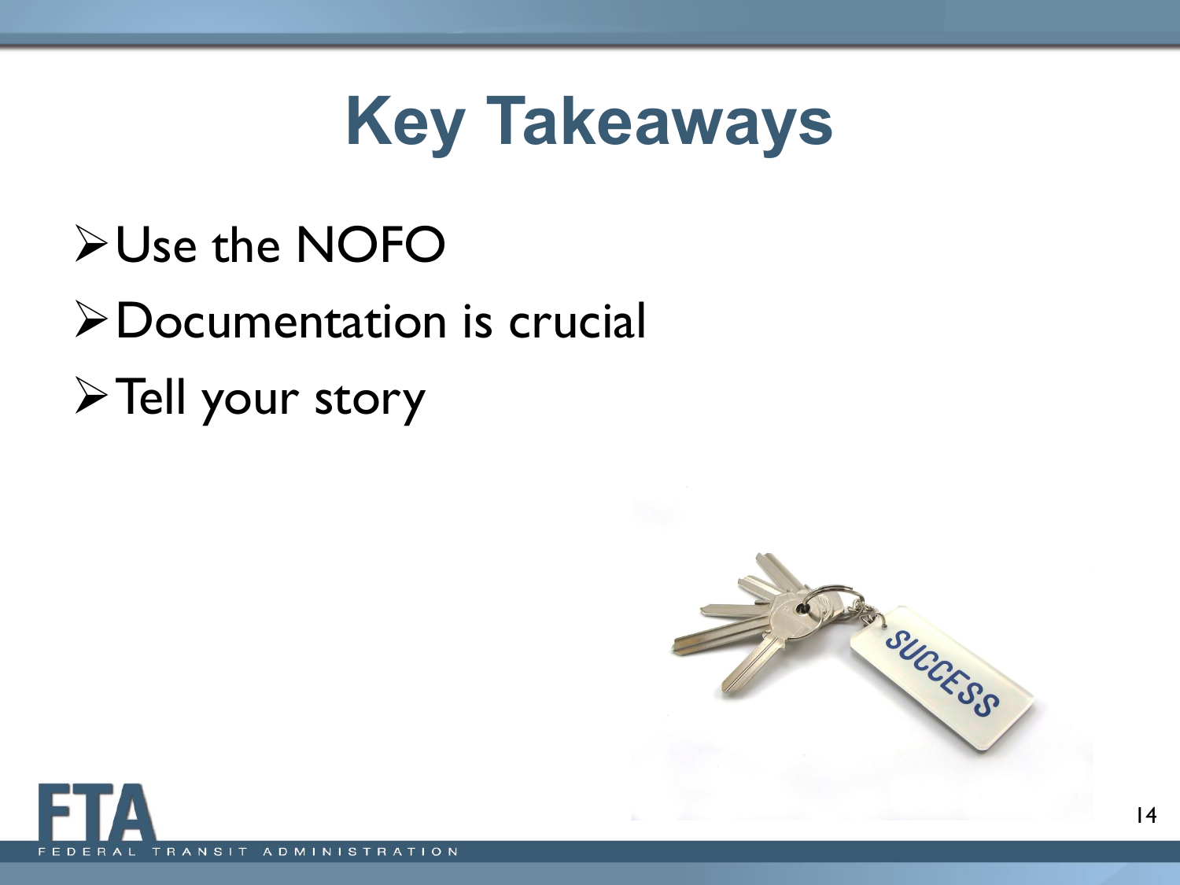# Key Takeaways

- Use the NOFO
- Documentation is crucial
- Tell your story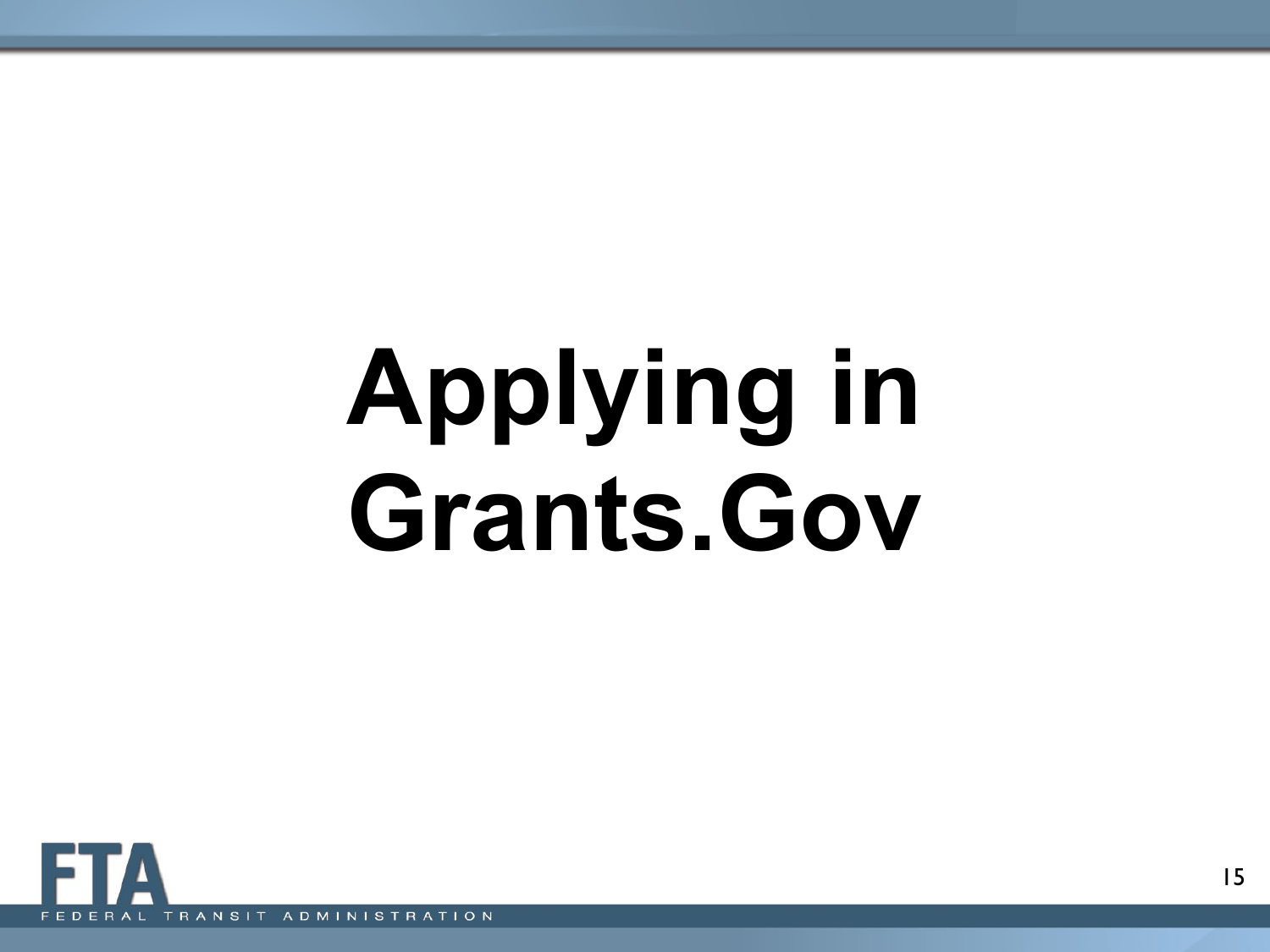# Applying in Grants.Gov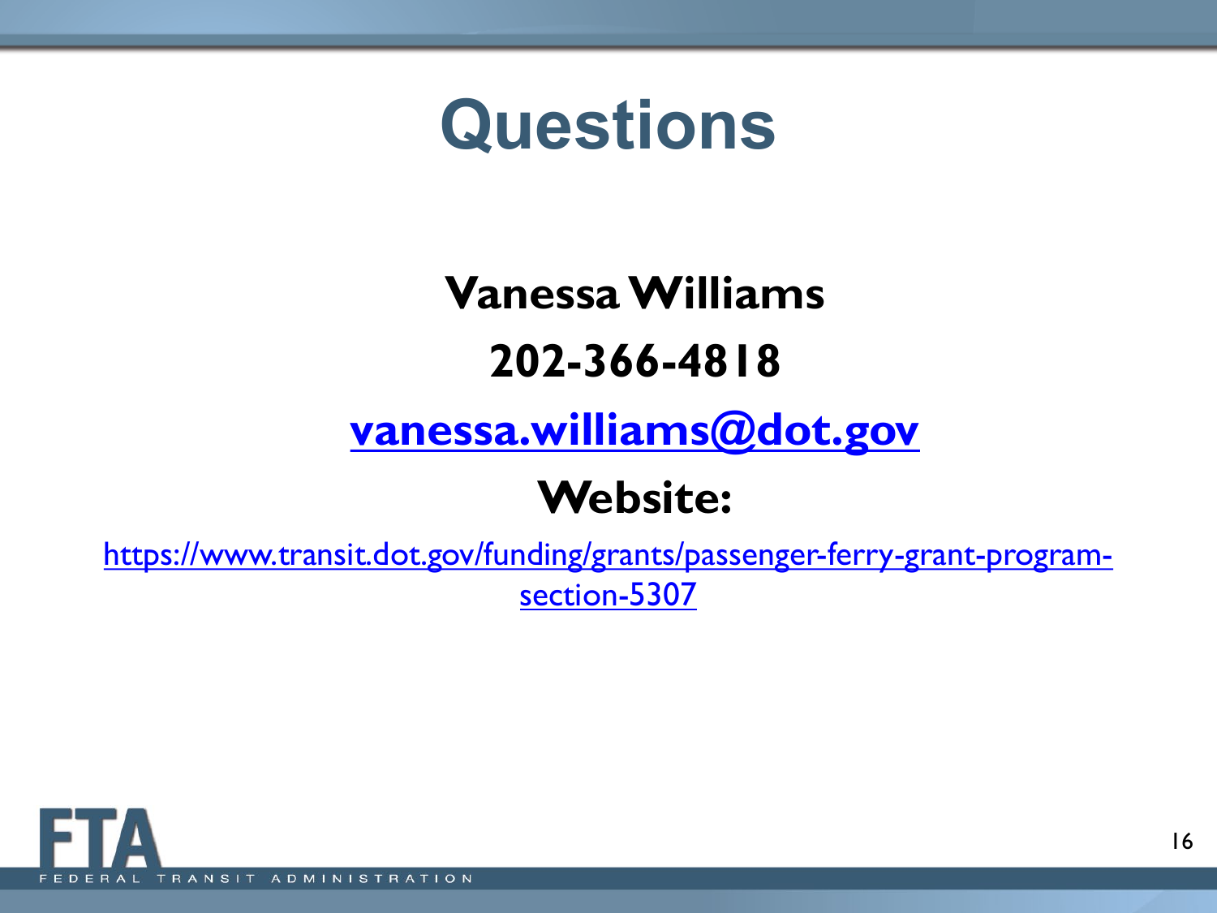# Questions

**Vanessa Williams**

**202-366-4818**

**[vanessa.williams@dot.gov](mailto:vanessa.williams@dot.gov)**

**Website:**

[https://www.transit.dot.gov/funding/grants/passenger-ferry-grant-program-section-5307](https://www.transit.dot.gov/funding/grants/passenger-ferry-grant-program-section-5307)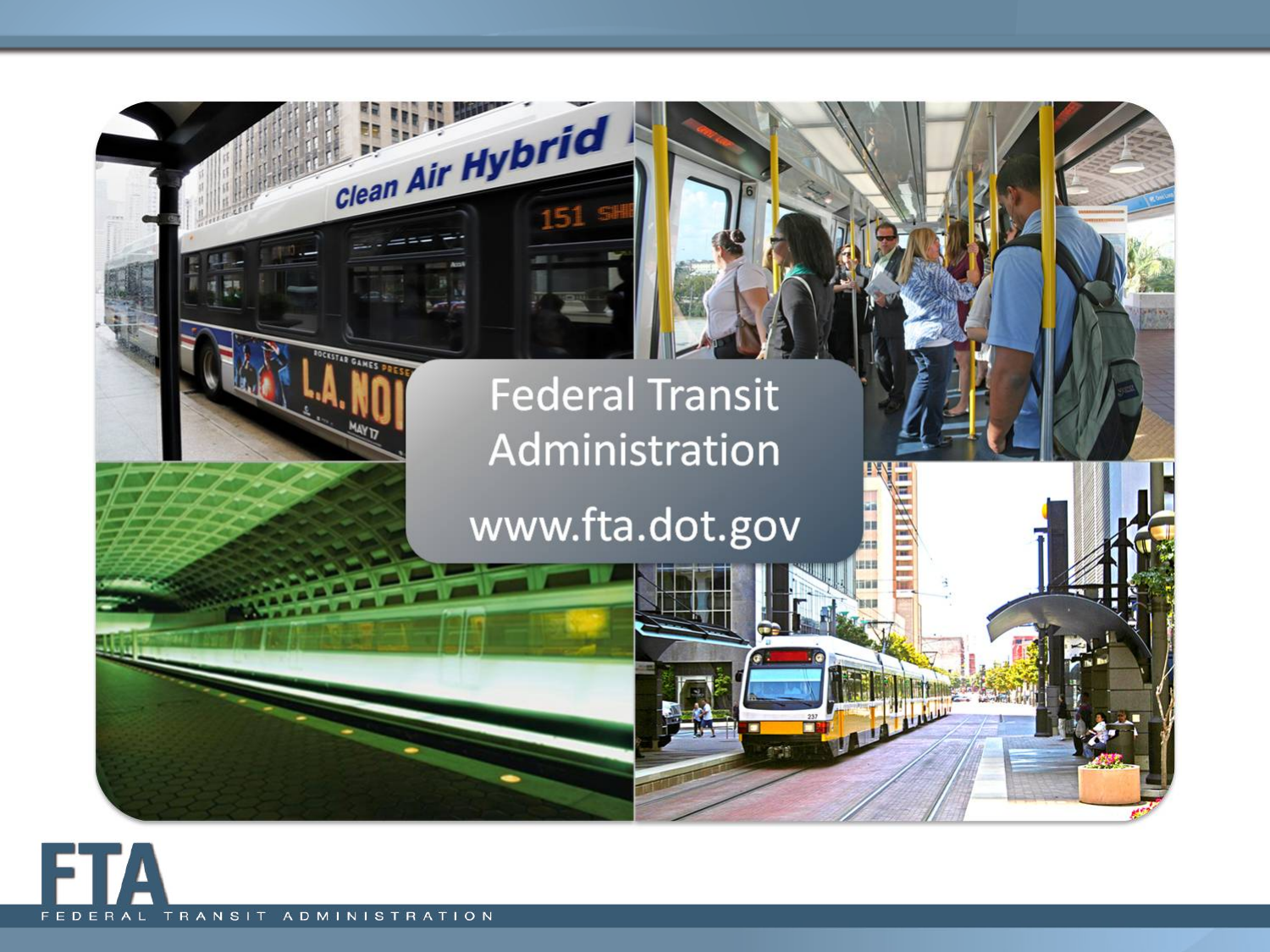Federal Transit Administration

www.fta.dot.gov